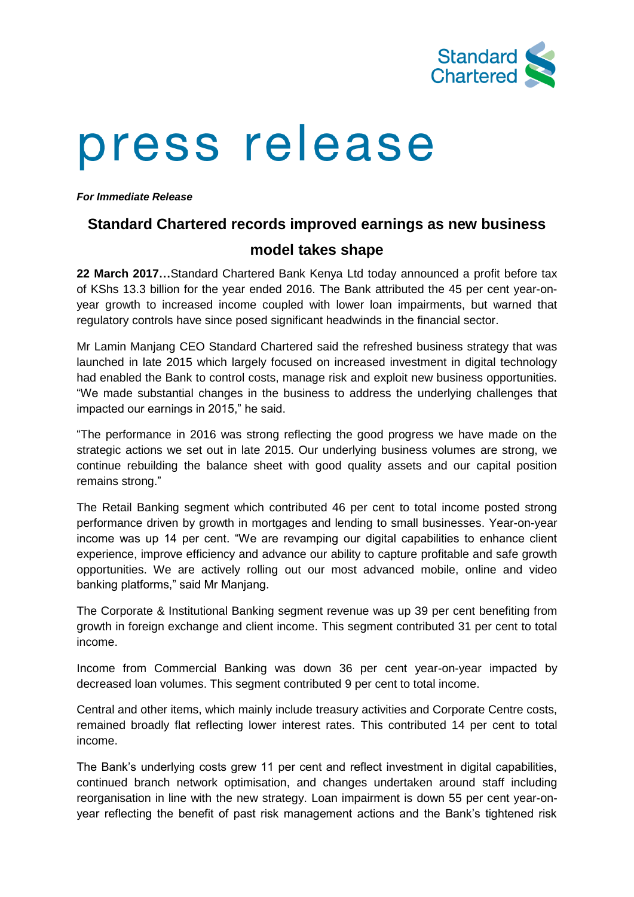# press release

***For Immediate Release***

## Standard Chartered records improved earnings as new business model takes shape

**22 March 2017…**Standard Chartered Bank Kenya Ltd today announced a profit before tax of KShs 13.3 billion for the year ended 2016. The Bank attributed the 45 per cent year-on-year growth to increased income coupled with lower loan impairments, but warned that regulatory controls have since posed significant headwinds in the financial sector.

Mr Lamin Manjang CEO Standard Chartered said the refreshed business strategy that was launched in late 2015 which largely focused on increased investment in digital technology had enabled the Bank to control costs, manage risk and exploit new business opportunities. "We made substantial changes in the business to address the underlying challenges that impacted our earnings in 2015," he said.

"The performance in 2016 was strong reflecting the good progress we have made on the strategic actions we set out in late 2015. Our underlying business volumes are strong, we continue rebuilding the balance sheet with good quality assets and our capital position remains strong."

The Retail Banking segment which contributed 46 per cent to total income posted strong performance driven by growth in mortgages and lending to small businesses. Year-on-year income was up 14 per cent. "We are revamping our digital capabilities to enhance client experience, improve efficiency and advance our ability to capture profitable and safe growth opportunities. We are actively rolling out our most advanced mobile, online and video banking platforms," said Mr Manjang.

The Corporate & Institutional Banking segment revenue was up 39 per cent benefiting from growth in foreign exchange and client income. This segment contributed 31 per cent to total income.

Income from Commercial Banking was down 36 per cent year-on-year impacted by decreased loan volumes. This segment contributed 9 per cent to total income.

Central and other items, which mainly include treasury activities and Corporate Centre costs, remained broadly flat reflecting lower interest rates. This contributed 14 per cent to total income.

The Bank's underlying costs grew 11 per cent and reflect investment in digital capabilities, continued branch network optimisation, and changes undertaken around staff including reorganisation in line with the new strategy. Loan impairment is down 55 per cent year-on-year reflecting the benefit of past risk management actions and the Bank's tightened risk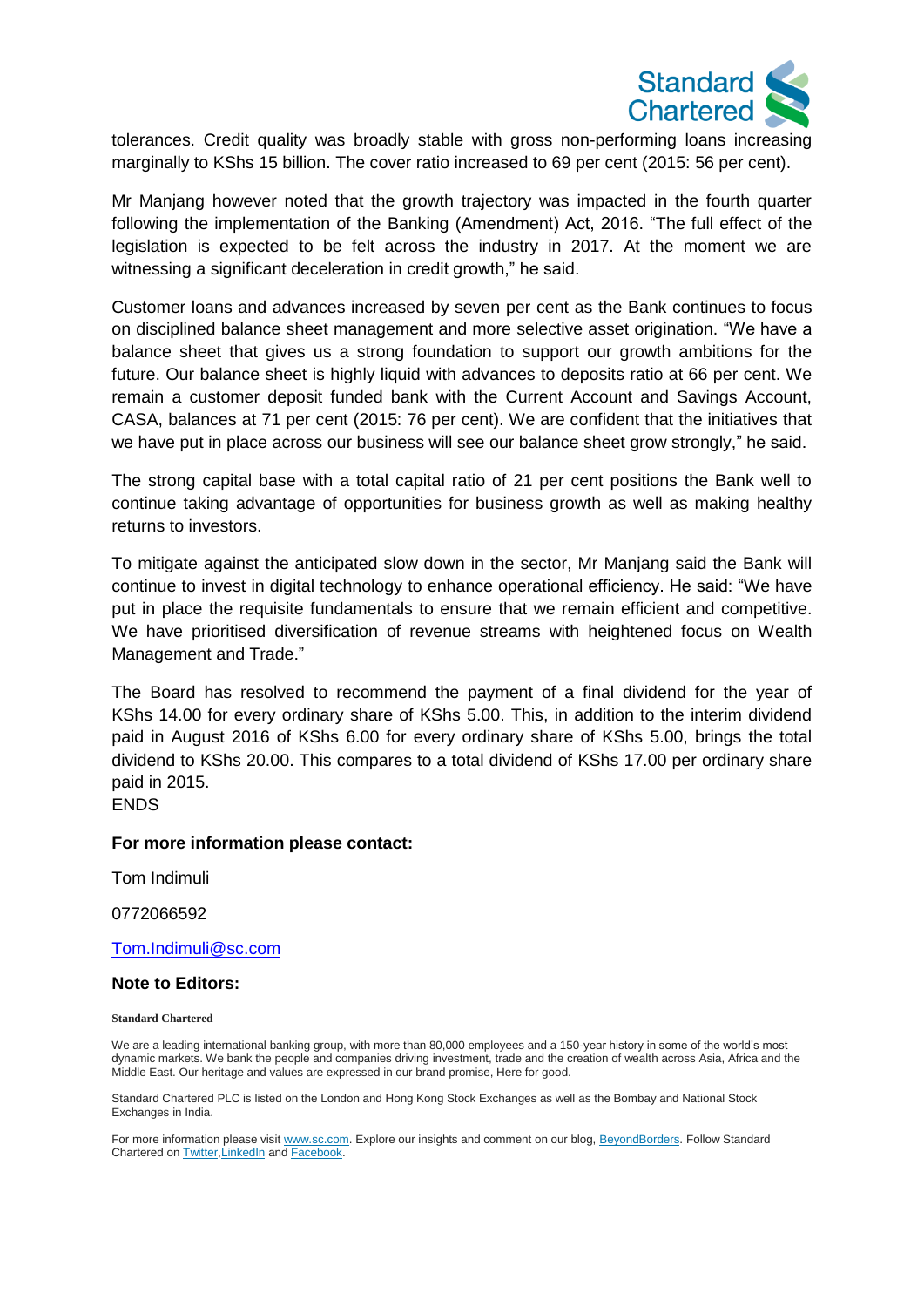tolerances. Credit quality was broadly stable with gross non-performing loans increasing marginally to KShs 15 billion. The cover ratio increased to 69 per cent (2015: 56 per cent).

Mr Manjang however noted that the growth trajectory was impacted in the fourth quarter following the implementation of the Banking (Amendment) Act, 2016. "The full effect of the legislation is expected to be felt across the industry in 2017. At the moment we are witnessing a significant deceleration in credit growth," he said.

Customer loans and advances increased by seven per cent as the Bank continues to focus on disciplined balance sheet management and more selective asset origination. "We have a balance sheet that gives us a strong foundation to support our growth ambitions for the future. Our balance sheet is highly liquid with advances to deposits ratio at 66 per cent. We remain a customer deposit funded bank with the Current Account and Savings Account, CASA, balances at 71 per cent (2015: 76 per cent). We are confident that the initiatives that we have put in place across our business will see our balance sheet grow strongly," he said.

The strong capital base with a total capital ratio of 21 per cent positions the Bank well to continue taking advantage of opportunities for business growth as well as making healthy returns to investors.

To mitigate against the anticipated slow down in the sector, Mr Manjang said the Bank will continue to invest in digital technology to enhance operational efficiency. He said: "We have put in place the requisite fundamentals to ensure that we remain efficient and competitive. We have prioritised diversification of revenue streams with heightened focus on Wealth Management and Trade."

The Board has resolved to recommend the payment of a final dividend for the year of KShs 14.00 for every ordinary share of KShs 5.00. This, in addition to the interim dividend paid in August 2016 of KShs 6.00 for every ordinary share of KShs 5.00, brings the total dividend to KShs 20.00. This compares to a total dividend of KShs 17.00 per ordinary share paid in 2015.

ENDS

**For more information please contact:**

Tom Indimuli

0772066592

Tom.Indimuli@sc.com

**Note to Editors:**

**Standard Chartered**

We are a leading international banking group, with more than 80,000 employees and a 150-year history in some of the world's most dynamic markets. We bank the people and companies driving investment, trade and the creation of wealth across Asia, Africa and the Middle East. Our heritage and values are expressed in our brand promise, Here for good.

Standard Chartered PLC is listed on the London and Hong Kong Stock Exchanges as well as the Bombay and National Stock Exchanges in India.

For more information please visit www.sc.com. Explore our insights and comment on our blog, BeyondBorders. Follow Standard Chartered on Twitter, LinkedIn and Facebook.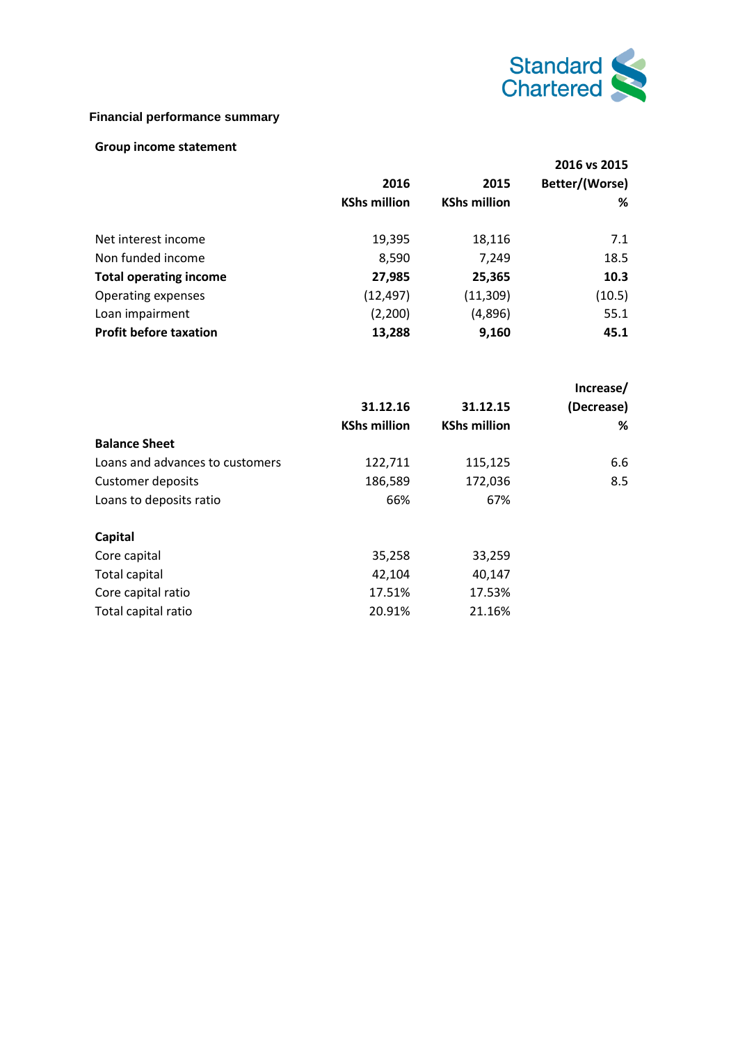Standard Chartered

## Financial performance summary

### Group income statement

| | 2016 KShs million | 2015 KShs million | 2016 vs 2015 Better/(Worse) % |
|---|---|---|---|
| Net interest income | 19,395 | 18,116 | 7.1 |
| Non funded income | 8,590 | 7,249 | 18.5 |
| **Total operating income** | **27,985** | **25,365** | **10.3** |
| Operating expenses | (12,497) | (11,309) | (10.5) |
| Loan impairment | (2,200) | (4,896) | 55.1 |
| **Profit before taxation** | **13,288** | **9,160** | **45.1** |

| | 31.12.16 KShs million | 31.12.15 KShs million | Increase/ (Decrease) % |
|---|---|---|---|
| **Balance Sheet** | | | |
| Loans and advances to customers | 122,711 | 115,125 | 6.6 |
| Customer deposits | 186,589 | 172,036 | 8.5 |
| Loans to deposits ratio | 66% | 67% | |
| | | | |
| **Capital** | | | |
| Core capital | 35,258 | 33,259 | |
| Total capital | 42,104 | 40,147 | |
| Core capital ratio | 17.51% | 17.53% | |
| Total capital ratio | 20.91% | 21.16% | |